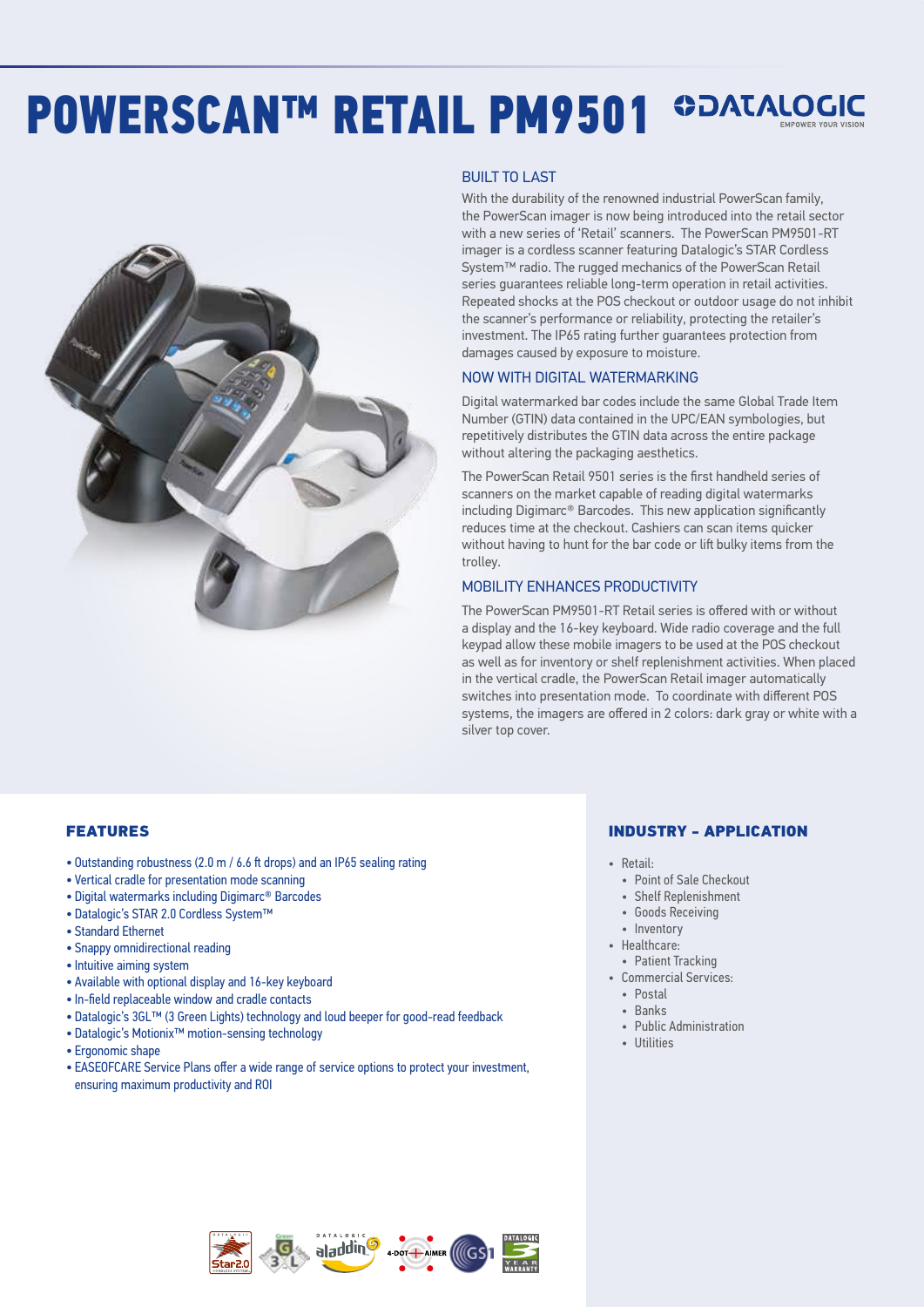# POWERSCAN™ RETAIL PM9501

DATALOGIC
EMPOWER YOUR VISION

## BUILT TO LAST

With the durability of the renowned industrial PowerScan family, the PowerScan imager is now being introduced into the retail sector with a new series of 'Retail' scanners. The PowerScan PM9501-RT imager is a cordless scanner featuring Datalogic's STAR Cordless System™ radio. The rugged mechanics of the PowerScan Retail series guarantees reliable long-term operation in retail activities. Repeated shocks at the POS checkout or outdoor usage do not inhibit the scanner's performance or reliability, protecting the retailer's investment. The IP65 rating further guarantees protection from damages caused by exposure to moisture.

## NOW WITH DIGITAL WATERMARKING

Digital watermarked bar codes include the same Global Trade Item Number (GTIN) data contained in the UPC/EAN symbologies, but repetitively distributes the GTIN data across the entire package without altering the packaging aesthetics.

The PowerScan Retail 9501 series is the first handheld series of scanners on the market capable of reading digital watermarks including Digimarc® Barcodes. This new application significantly reduces time at the checkout. Cashiers can scan items quicker without having to hunt for the bar code or lift bulky items from the trolley.

## MOBILITY ENHANCES PRODUCTIVITY

The PowerScan PM9501-RT Retail series is offered with or without a display and the 16-key keyboard. Wide radio coverage and the full keypad allow these mobile imagers to be used at the POS checkout as well as for inventory or shelf replenishment activities. When placed in the vertical cradle, the PowerScan Retail imager automatically switches into presentation mode. To coordinate with different POS systems, the imagers are offered in 2 colors: dark gray or white with a silver top cover.

## FEATURES

- Outstanding robustness (2.0 m / 6.6 ft drops) and an IP65 sealing rating
- Vertical cradle for presentation mode scanning
- Digital watermarks including Digimarc® Barcodes
- Datalogic's STAR 2.0 Cordless System™
- Standard Ethernet
- Snappy omnidirectional reading
- Intuitive aiming system
- Available with optional display and 16-key keyboard
- In-field replaceable window and cradle contacts
- Datalogic's 3GL™ (3 Green Lights) technology and loud beeper for good-read feedback
- Datalogic's Motionix™ motion-sensing technology
- Ergonomic shape
- EASEOFCARE Service Plans offer a wide range of service options to protect your investment, ensuring maximum productivity and ROI

## INDUSTRY – APPLICATION

- Retail:
  - Point of Sale Checkout
  - Shelf Replenishment
  - Goods Receiving
  - Inventory
- Healthcare:
  - Patient Tracking
- Commercial Services:
  - Postal
  - Banks
  - Public Administration
  - Utilities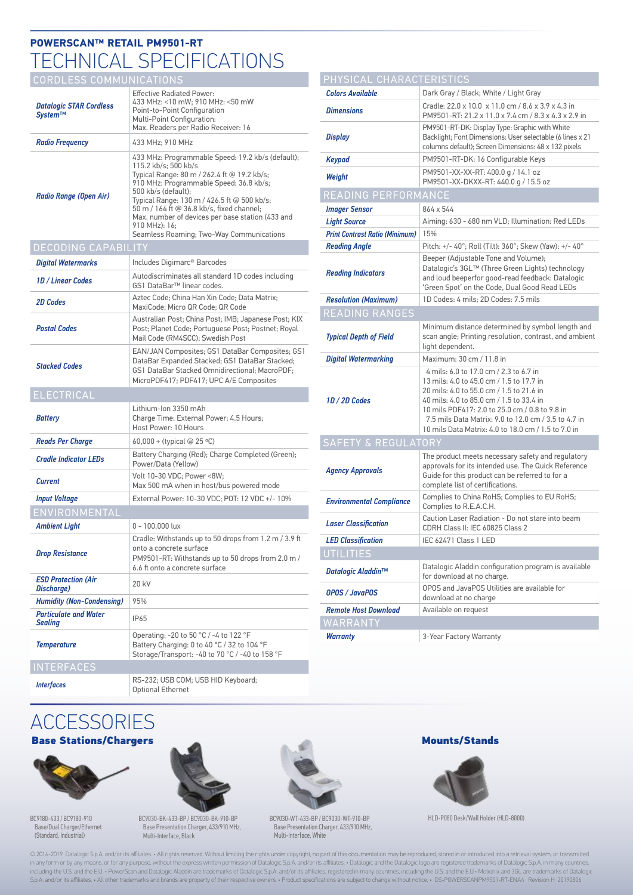## POWERSCAN™ RETAIL PM9501-RT

# TECHNICAL SPECIFICATIONS

| CORDLESS COMMUNICATIONS | |
|---|---|
| ***Datalogic STAR Cordless System™*** | Effective Radiated Power: 433 MHz: <10 mW; 910 MHz: <50 mW<br>Point-to-Point Configuration<br>Multi-Point Configuration:<br>Max. Readers per Radio Receiver: 16 |
| ***Radio Frequency*** | 433 MHz; 910 MHz |
| ***Radio Range (Open Air)*** | 433 MHz: Programmable Speed: 19.2 kb/s (default); 115.2 kb/s; 500 kb/s<br>Typical Range: 80 m / 262.4 ft @ 19.2 kb/s;<br>910 MHz: Programmable Speed: 36.8 kb/s; 500 kb/s (default);<br>Typical Range: 130 m / 426.5 ft @ 500 kb/s; 50 m / 164 ft @ 36.8 kb/s, fixed channel;<br>Max. number of devices per base station (433 and 910 MHz): 16;<br>Seamless Roaming; Two-Way Communications |
| **DECODING CAPABILITY** | |
| ***Digital Watermarks*** | Includes Digimarc® Barcodes |
| ***1D / Linear Codes*** | Autodiscriminates all standard 1D codes including GS1 DataBar™ linear codes. |
| ***2D Codes*** | Aztec Code; China Han Xin Code; Data Matrix; MaxiCode; Micro QR Code; QR Code |
| ***Postal Codes*** | Australian Post; China Post; IMB; Japanese Post; KIX Post; Planet Code; Portuguese Post; Postnet; Royal Mail Code (RM4SCC); Swedish Post |
| ***Stacked Codes*** | EAN/JAN Composites; GS1 DataBar Composites; GS1 DataBar Expanded Stacked; GS1 DataBar Stacked; GS1 DataBar Stacked Omnidirectional; MacroPDF; MicroPDF417; PDF417; UPC A/E Composites |
| **ELECTRICAL** | |
| ***Battery*** | Lithium-Ion 3350 mAh<br>Charge Time: External Power: 4.5 Hours; Host Power: 10 Hours |
| ***Reads Per Charge*** | 60,000 + (typical @ 25 °C) |
| ***Cradle Indicator LEDs*** | Battery Charging (Red); Charge Completed (Green); Power/Data (Yellow) |
| ***Current*** | Volt 10-30 VDC; Power <8W;<br>Max 500 mA when in host/bus powered mode |
| ***Input Voltage*** | External Power: 10-30 VDC; POT: 12 VDC +/- 10% |
| **ENVIRONMENTAL** | |
| ***Ambient Light*** | 0 - 100,000 lux |
| ***Drop Resistance*** | Cradle: Withstands up to 50 drops from 1.2 m / 3.9 ft onto a concrete surface<br>PM9501-RT: Withstands up to 50 drops from 2.0 m / 6.6 ft onto a concrete surface |
| ***ESD Protection (Air Discharge)*** | 20 kV |
| ***Humidity (Non-Condensing)*** | 95% |
| ***Particulate and Water Sealing*** | IP65 |
| ***Temperature*** | Operating: -20 to 50 °C / -4 to 122 °F<br>Battery Charging: 0 to 40 °C / 32 to 104 °F<br>Storage/Transport: -40 to 70 °C / -40 to 158 °F |
| **INTERFACES** | |
| ***Interfaces*** | RS-232; USB COM; USB HID Keyboard;<br>Optional Ethernet |

| PHYSICAL CHARACTERISTICS | |
|---|---|
| ***Colors Available*** | Dark Gray / Black; White / Light Gray |
| ***Dimensions*** | Cradle: 22.0 x 10.0 x 11.0 cm / 8.6 x 3.9 x 4.3 in<br>PM9501-RT: 21.2 x 11.0 x 7.4 cm / 8.3 x 4.3 x 2.9 in |
| ***Display*** | PM9501-RT-DK: Display Type: Graphic with White Backlight; Font Dimensions: User selectable (6 lines x 21 columns default); Screen Dimensions: 48 x 132 pixels |
| ***Keypad*** | PM9501-RT-DK: 16 Configurable Keys |
| ***Weight*** | PM9501-XX-XX-RT: 400.0 g / 14.1 oz<br>PM9501-XX-DKXX-RT: 440.0 g / 15.5 oz |
| **READING PERFORMANCE** | |
| ***Imager Sensor*** | 864 x 544 |
| ***Light Source*** | Aiming: 630 - 680 nm VLD; Illumination: Red LEDs |
| ***Print Contrast Ratio (Minimum)*** | 15% |
| ***Reading Angle*** | Pitch: +/- 40°; Roll (Tilt): 360°; Skew (Yaw): +/- 40° |
| ***Reading Indicators*** | Beeper (Adjustable Tone and Volume);<br>Datalogic's 3GL™ (Three Green Lights) technology and loud beeperfor good-read feedback: Datalogic 'Green Spot' on the Code, Dual Good Read LEDs |
| ***Resolution (Maximum)*** | 1D Codes: 4 mils; 2D Codes: 7.5 mils |
| **READING RANGES** | |
| ***Typical Depth of Field*** | Minimum distance determined by symbol length and scan angle; Printing resolution, contrast, and ambient light dependent. |
| ***Digital Watermarking*** | Maximum: 30 cm / 11.8 in |
| ***1D / 2D Codes*** | 4 mils: 6.0 to 17.0 cm / 2.3 to 6.7 in<br>13 mils: 4.0 to 45.0 cm / 1.5 to 17.7 in<br>20 mils: 4.0 to 55.0 cm / 1.5 to 21.6 in<br>40 mils: 4.0 to 85.0 cm / 1.5 to 33.4 in<br>10 mils PDF417: 2.0 to 25.0 cm / 0.8 to 9.8 in<br>7.5 mils Data Matrix: 9.0 to 12.0 cm / 3.5 to 4.7 in<br>10 mils Data Matrix: 4.0 to 18.0 cm / 1.5 to 7.0 in |
| **SAFETY & REGULATORY** | |
| ***Agency Approvals*** | The product meets necessary safety and regulatory approvals for its intended use. The Quick Reference Guide for this product can be referred to for a complete list of certifications. |
| ***Environmental Compliance*** | Complies to China RoHS; Complies to EU RoHS; Complies to R.E.A.C.H. |
| ***Laser Classification*** | Caution Laser Radiation - Do not stare into beam<br>CDRH Class II: IEC 60825 Class 2 |
| ***LED Classification*** | IEC 62471 Class 1 LED |
| **UTILITIES** | |
| ***Datalogic Aladdin™*** | Datalogic Aladdin configuration program is available for download at no charge. |
| ***OPOS / JavaPOS*** | OPOS and JavaPOS Utilities are available for download at no charge |
| ***Remote Host Download*** | Available on request |
| **WARRANTY** | |
| ***Warranty*** | 3-Year Factory Warranty |

# ACCESSORIES

### Base Stations/Chargers

BC9180-433 / BC9180-910
Base/Dual Charger/Ethernet
(Standard, Industrial)

BC9030-BK-433-BP / BC9030-BK-910-BP
Base Presentation Charger, 433/910 MHz, Multi-Interface, Black

BC9030-WT-433-BP / BC9030-WT-910-BP
Base Presentation Charger, 433/910 MHz, Multi-Interface, White

### Mounts/Stands

HLD-P080 Desk/Wall Holder (HLD-8000)

© 2016-2019 Datalogic S.p.A. and/or its affiliates. • All rights reserved. Without limiting the rights under copyright, no part of this documentation may be reproduced, stored in or introduced into a retrieval system, or transmitted in any form or by any means, or for any purpose, without the express written permission of Datalogic S.p.A. and/or its affiliates. • Datalogic and the Datalogic logo are registered trademarks of Datalogic S.p.A. in many countries, including the U.S. and the E.U. • PowerScan and Datalogic Aladdin are trademarks of Datalogic S.p.A. and/or its affiliates, registered in many countries, including the U.S. and the E.U. • Motionix and 3GL are trademarks of Datalogic S.p.A. and/or its affiliates. • All other trademarks and brands are property of their respective owners. • Product specifications are subject to change without notice. • DS-POWERSCANPM9501-RT-ENA4 Revision H 20190806